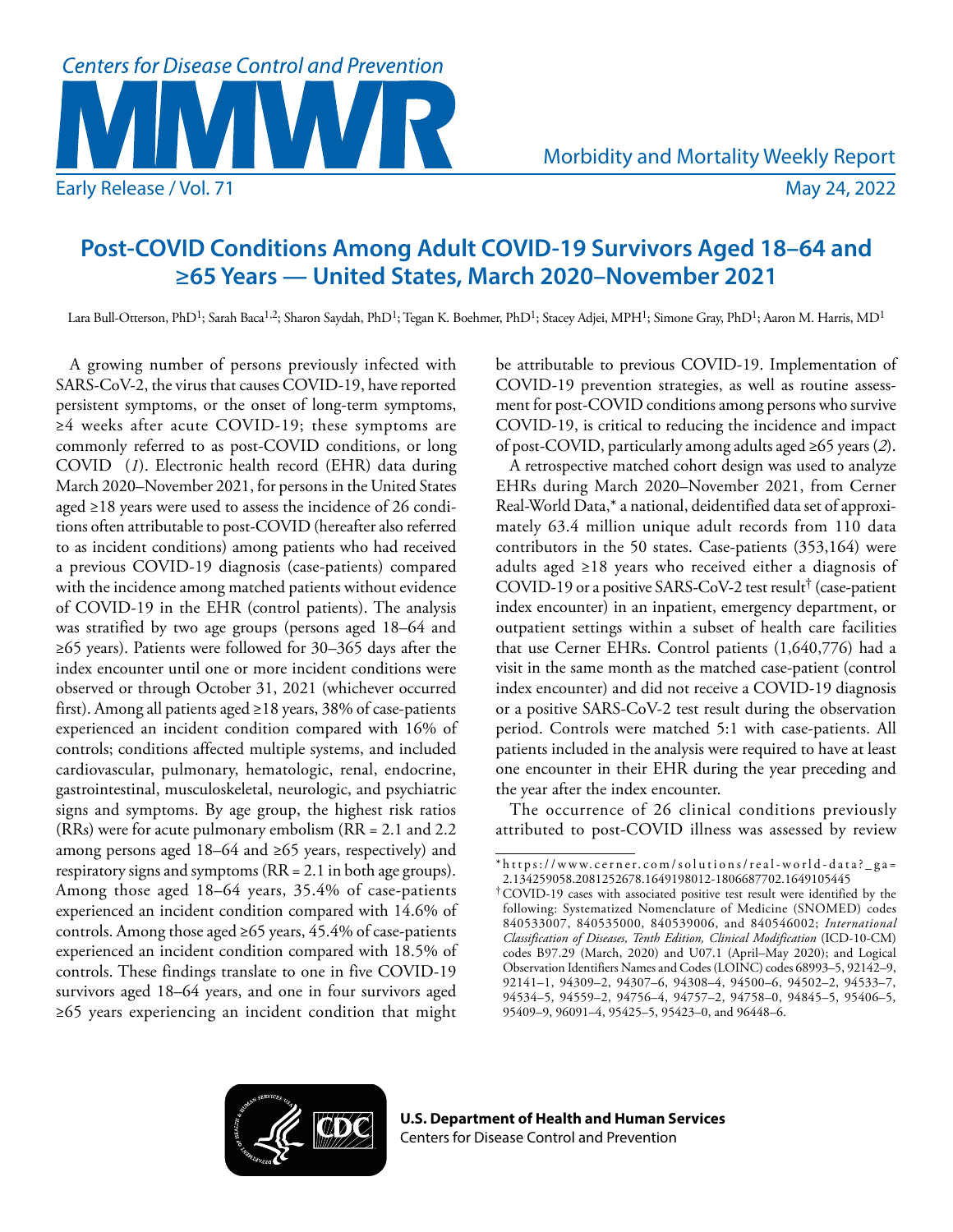# Post-COVID Conditions Among Adult COVID-19 Survivors Aged 18–64 and ≥65 Years — United States, March 2020–November 2021

Lara Bull-Otterson, PhD[1]; Sarah Baca[1,2]; Sharon Saydah, PhD[1]; Tegan K. Boehmer, PhD[1]; Stacey Adjei, MPH[1]; Simone Gray, PhD[1]; Aaron M. Harris, MD[1]

A growing number of persons previously infected with SARS-CoV-2, the virus that causes COVID-19, have reported persistent symptoms, or the onset of long-term symptoms, ≥4 weeks after acute COVID-19; these symptoms are commonly referred to as post-COVID conditions, or long COVID (*1*). Electronic health record (EHR) data during March 2020–November 2021, for persons in the United States aged ≥18 years were used to assess the incidence of 26 conditions often attributable to post-COVID (hereafter also referred to as incident conditions) among patients who had received a previous COVID-19 diagnosis (case-patients) compared with the incidence among matched patients without evidence of COVID-19 in the EHR (control patients). The analysis was stratified by two age groups (persons aged 18–64 and ≥65 years). Patients were followed for 30–365 days after the index encounter until one or more incident conditions were observed or through October 31, 2021 (whichever occurred first). Among all patients aged ≥18 years, 38% of case-patients experienced an incident condition compared with 16% of controls; conditions affected multiple systems, and included cardiovascular, pulmonary, hematologic, renal, endocrine, gastrointestinal, musculoskeletal, neurologic, and psychiatric signs and symptoms. By age group, the highest risk ratios (RRs) were for acute pulmonary embolism (RR = 2.1 and 2.2 among persons aged 18–64 and ≥65 years, respectively) and respiratory signs and symptoms (RR = 2.1 in both age groups). Among those aged 18–64 years, 35.4% of case-patients experienced an incident condition compared with 14.6% of controls. Among those aged ≥65 years, 45.4% of case-patients experienced an incident condition compared with 18.5% of controls. These findings translate to one in five COVID-19 survivors aged 18–64 years, and one in four survivors aged ≥65 years experiencing an incident condition that might be attributable to previous COVID-19. Implementation of COVID-19 prevention strategies, as well as routine assessment for post-COVID conditions among persons who survive COVID-19, is critical to reducing the incidence and impact of post-COVID, particularly among adults aged ≥65 years (*2*).

A retrospective matched cohort design was used to analyze EHRs during March 2020–November 2021, from Cerner Real-World Data,* a national, deidentified data set of approximately 63.4 million unique adult records from 110 data contributors in the 50 states. Case-patients (353,164) were adults aged ≥18 years who received either a diagnosis of COVID-19 or a positive SARS-CoV-2 test result† (case-patient index encounter) in an inpatient, emergency department, or outpatient settings within a subset of health care facilities that use Cerner EHRs. Control patients (1,640,776) had a visit in the same month as the matched case-patient (control index encounter) and did not receive a COVID-19 diagnosis or a positive SARS-CoV-2 test result during the observation period. Controls were matched 5:1 with case-patients. All patients included in the analysis were required to have at least one encounter in their EHR during the year preceding and the year after the index encounter.

The occurrence of 26 clinical conditions previously attributed to post-COVID illness was assessed by review

---

\* https://www.cerner.com/solutions/real-world-data?_ga=2.134259058.2081252678.1649198012-1806687702.1649105445

† COVID-19 cases with associated positive test result were identified by the following: Systematized Nomenclature of Medicine (SNOMED) codes 840533007, 840535000, 840539006, and 840546002; *International Classification of Diseases, Tenth Edition, Clinical Modification* (ICD-10-CM) codes B97.29 (March, 2020) and U07.1 (April–May 2020); and Logical Observation Identifiers Names and Codes (LOINC) codes 68993–5, 92142–9, 92141–1, 94309–2, 94307–6, 94308–4, 94500–6, 94502–2, 94533–7, 94534–5, 94559–2, 94756–4, 94757–2, 94758–0, 94845–5, 95406–5, 95409–9, 96091–4, 95425–5, 95423–0, and 96448–6.

**U.S. Department of Health and Human Services**
Centers for Disease Control and Prevention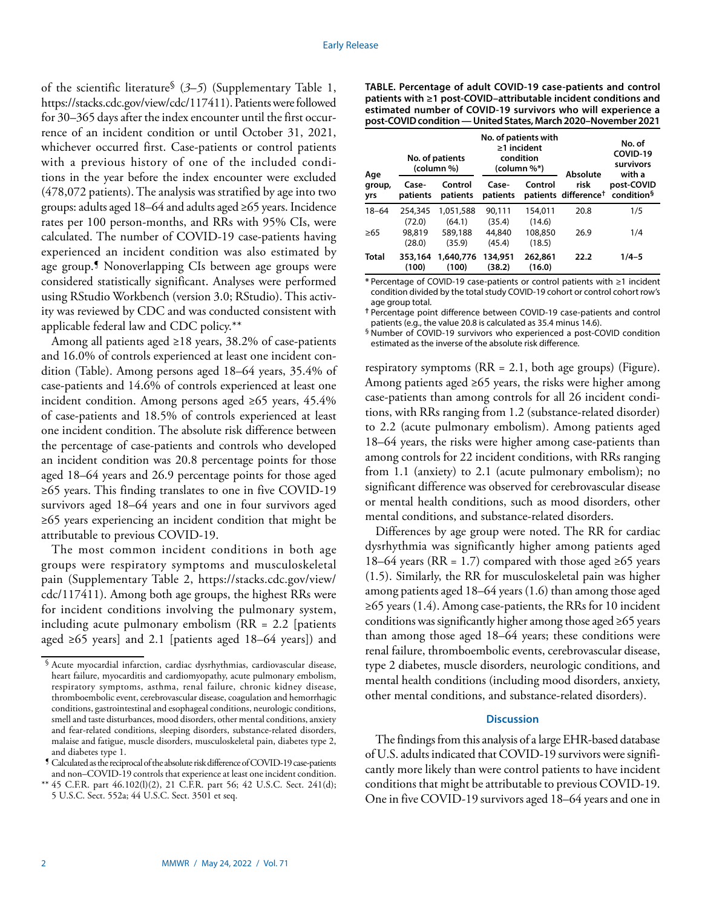of the scientific literature[§] (*3*–*5*) (Supplementary Table 1, https://stacks.cdc.gov/view/cdc/117411). Patients were followed for 30–365 days after the index encounter until the first occurrence of an incident condition or until October 31, 2021, whichever occurred first. Case-patients or control patients with a previous history of one of the included conditions in the year before the index encounter were excluded (478,072 patients). The analysis was stratified by age into two groups: adults aged 18–64 and adults aged ≥65 years. Incidence rates per 100 person-months, and RRs with 95% CIs, were calculated. The number of COVID-19 case-patients having experienced an incident condition was also estimated by age group.[¶] Nonoverlapping CIs between age groups were considered statistically significant. Analyses were performed using RStudio Workbench (version 3.0; RStudio). This activity was reviewed by CDC and was conducted consistent with applicable federal law and CDC policy.[**]

Among all patients aged ≥18 years, 38.2% of case-patients and 16.0% of controls experienced at least one incident condition (Table). Among persons aged 18–64 years, 35.4% of case-patients and 14.6% of controls experienced at least one incident condition. Among persons aged ≥65 years, 45.4% of case-patients and 18.5% of controls experienced at least one incident condition. The absolute risk difference between the percentage of case-patients and controls who developed an incident condition was 20.8 percentage points for those aged 18–64 years and 26.9 percentage points for those aged ≥65 years. This finding translates to one in five COVID-19 survivors aged 18–64 years and one in four survivors aged ≥65 years experiencing an incident condition that might be attributable to previous COVID-19.

The most common incident conditions in both age groups were respiratory symptoms and musculoskeletal pain (Supplementary Table 2, https://stacks.cdc.gov/view/cdc/117411). Among both age groups, the highest RRs were for incident conditions involving the pulmonary system, including acute pulmonary embolism (RR = 2.2 [patients aged ≥65 years] and 2.1 [patients aged 18–64 years]) and respiratory symptoms (RR = 2.1, both age groups) (Figure). Among patients aged ≥65 years, the risks were higher among case-patients than among controls for all 26 incident conditions, with RRs ranging from 1.2 (substance-related disorder) to 2.2 (acute pulmonary embolism). Among patients aged 18–64 years, the risks were higher among case-patients than among controls for 22 incident conditions, with RRs ranging from 1.1 (anxiety) to 2.1 (acute pulmonary embolism); no significant difference was observed for cerebrovascular disease or mental health conditions, such as mood disorders, other mental conditions, and substance-related disorders.

Differences by age group were noted. The RR for cardiac dysrhythmia was significantly higher among patients aged 18–64 years (RR = 1.7) compared with those aged ≥65 years (1.5). Similarly, the RR for musculoskeletal pain was higher among patients aged 18–64 years (1.6) than among those aged ≥65 years (1.4). Among case-patients, the RRs for 10 incident conditions was significantly higher among those aged ≥65 years than among those aged 18–64 years; these conditions were renal failure, thromboembolic events, cerebrovascular disease, type 2 diabetes, muscle disorders, neurologic conditions, and mental health conditions (including mood disorders, anxiety, other mental conditions, and substance-related disorders).

**TABLE. Percentage of adult COVID-19 case-patients and control patients with ≥1 post-COVID–attributable incident conditions and estimated number of COVID-19 survivors who will experience a post-COVID condition — United States, March 2020–November 2021**

| Age group, yrs | No. of patients (column %) | | No. of patients with ≥1 incident condition (column %*) | | Absolute risk difference[†] | No. of COVID-19 survivors with a post-COVID condition[§] |
|---|---|---|---|---|---|---|
| | Case-patients | Control patients | Case-patients | Control patients | | |
| 18–64 | 254,345 (72.0) | 1,051,588 (64.1) | 90,111 (35.4) | 154,011 (14.6) | 20.8 | 1/5 |
| ≥65 | 98,819 (28.0) | 589,188 (35.9) | 44,840 (45.4) | 108,850 (18.5) | 26.9 | 1/4 |
| **Total** | **353,164 (100)** | **1,640,776 (100)** | **134,951 (38.2)** | **262,861 (16.0)** | **22.2** | **1/4–5** |

\* Percentage of COVID-19 case-patients or control patients with ≥1 incident condition divided by the total study COVID-19 cohort or control cohort row's age group total.

[†] Percentage point difference between COVID-19 case-patients and control patients (e.g., the value 20.8 is calculated as 35.4 minus 14.6).

[§] Number of COVID-19 survivors who experienced a post-COVID condition estimated as the inverse of the absolute risk difference.

## Discussion

The findings from this analysis of a large EHR-based database of U.S. adults indicated that COVID-19 survivors were significantly more likely than were control patients to have incident conditions that might be attributable to previous COVID-19. One in five COVID-19 survivors aged 18–64 years and one in

---

[§] Acute myocardial infarction, cardiac dysrhythmias, cardiovascular disease, heart failure, myocarditis and cardiomyopathy, acute pulmonary embolism, respiratory symptoms, asthma, renal failure, chronic kidney disease, thromboembolic event, cerebrovascular disease, coagulation and hemorrhagic conditions, gastrointestinal and esophageal conditions, neurologic conditions, smell and taste disturbances, mood disorders, other mental conditions, anxiety and fear-related conditions, sleeping disorders, substance-related disorders, malaise and fatigue, muscle disorders, musculoskeletal pain, diabetes type 2, and diabetes type 1.

[¶] Calculated as the reciprocal of the absolute risk difference of COVID-19 case-patients and non–COVID-19 controls that experience at least one incident condition.

[**] 45 C.F.R. part 46.102(l)(2), 21 C.F.R. part 56; 42 U.S.C. Sect. 241(d); 5 U.S.C. Sect. 552a; 44 U.S.C. Sect. 3501 et seq.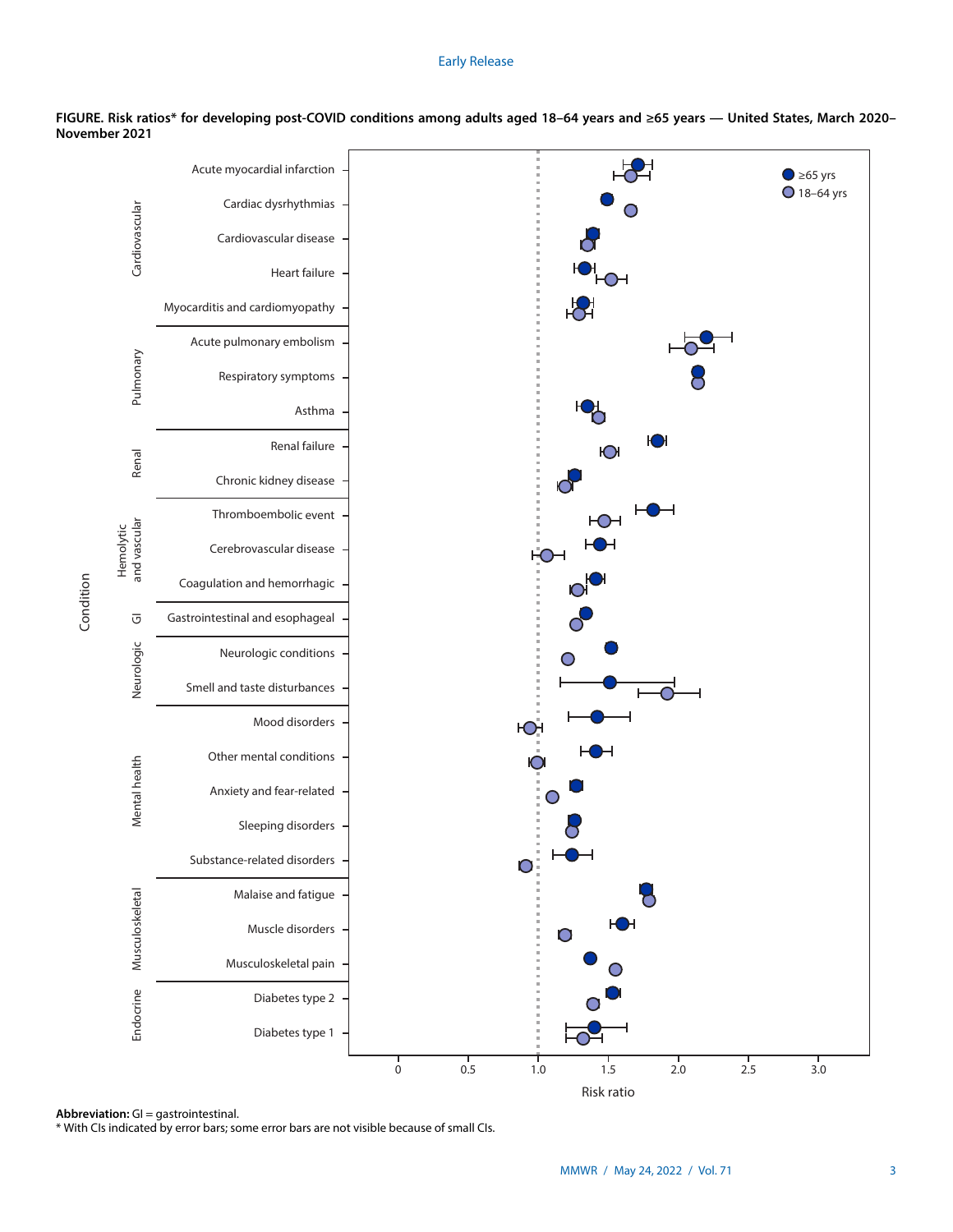**FIGURE. Risk ratios* for developing post-COVID conditions among adults aged 18–64 years and ≥65 years — United States, March 2020–November 2021**

**Abbreviation:** GI = gastrointestinal.

* With CIs indicated by error bars; some error bars are not visible because of small CIs.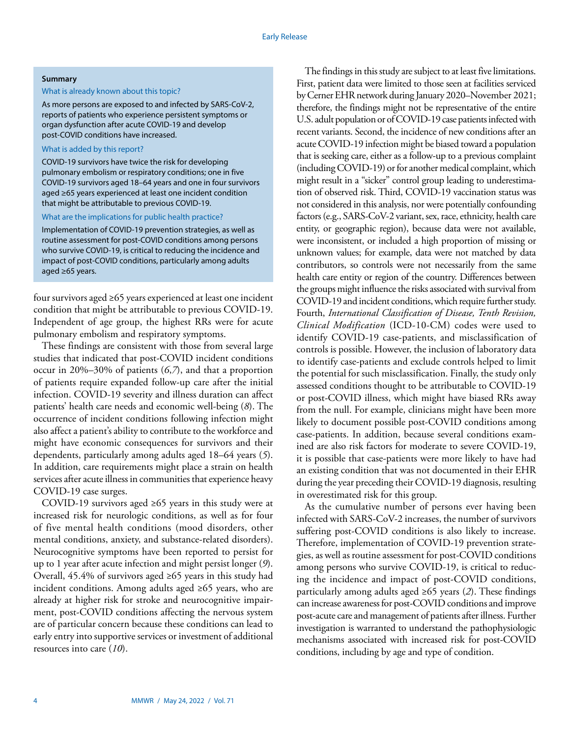**Summary**

What is already known about this topic?

As more persons are exposed to and infected by SARS-CoV-2, reports of patients who experience persistent symptoms or organ dysfunction after acute COVID-19 and develop post-COVID conditions have increased.

What is added by this report?

COVID-19 survivors have twice the risk for developing pulmonary embolism or respiratory conditions; one in five COVID-19 survivors aged 18–64 years and one in four survivors aged ≥65 years experienced at least one incident condition that might be attributable to previous COVID-19.

What are the implications for public health practice?

Implementation of COVID-19 prevention strategies, as well as routine assessment for post-COVID conditions among persons who survive COVID-19, is critical to reducing the incidence and impact of post-COVID conditions, particularly among adults aged ≥65 years.

four survivors aged ≥65 years experienced at least one incident condition that might be attributable to previous COVID-19. Independent of age group, the highest RRs were for acute pulmonary embolism and respiratory symptoms.

These findings are consistent with those from several large studies that indicated that post-COVID incident conditions occur in 20%–30% of patients (*6*,*7*), and that a proportion of patients require expanded follow-up care after the initial infection. COVID-19 severity and illness duration can affect patients' health care needs and economic well-being (*8*). The occurrence of incident conditions following infection might also affect a patient's ability to contribute to the workforce and might have economic consequences for survivors and their dependents, particularly among adults aged 18–64 years (*5*). In addition, care requirements might place a strain on health services after acute illness in communities that experience heavy COVID-19 case surges.

COVID-19 survivors aged ≥65 years in this study were at increased risk for neurologic conditions, as well as for four of five mental health conditions (mood disorders, other mental conditions, anxiety, and substance-related disorders). Neurocognitive symptoms have been reported to persist for up to 1 year after acute infection and might persist longer (*9*). Overall, 45.4% of survivors aged ≥65 years in this study had incident conditions. Among adults aged ≥65 years, who are already at higher risk for stroke and neurocognitive impairment, post-COVID conditions affecting the nervous system are of particular concern because these conditions can lead to early entry into supportive services or investment of additional resources into care (*10*).

The findings in this study are subject to at least five limitations. First, patient data were limited to those seen at facilities serviced by Cerner EHR network during January 2020–November 2021; therefore, the findings might not be representative of the entire U.S. adult population or of COVID-19 case patients infected with recent variants. Second, the incidence of new conditions after an acute COVID-19 infection might be biased toward a population that is seeking care, either as a follow-up to a previous complaint (including COVID-19) or for another medical complaint, which might result in a "sicker" control group leading to underestimation of observed risk. Third, COVID-19 vaccination status was not considered in this analysis, nor were potentially confounding factors (e.g., SARS-CoV-2 variant, sex, race, ethnicity, health care entity, or geographic region), because data were not available, were inconsistent, or included a high proportion of missing or unknown values; for example, data were not matched by data contributors, so controls were not necessarily from the same health care entity or region of the country. Differences between the groups might influence the risks associated with survival from COVID-19 and incident conditions, which require further study. Fourth, *International Classification of Disease, Tenth Revision, Clinical Modification* (ICD-10-CM) codes were used to identify COVID-19 case-patients, and misclassification of controls is possible. However, the inclusion of laboratory data to identify case-patients and exclude controls helped to limit the potential for such misclassification. Finally, the study only assessed conditions thought to be attributable to COVID-19 or post-COVID illness, which might have biased RRs away from the null. For example, clinicians might have been more likely to document possible post-COVID conditions among case-patients. In addition, because several conditions examined are also risk factors for moderate to severe COVID-19, it is possible that case-patients were more likely to have had an existing condition that was not documented in their EHR during the year preceding their COVID-19 diagnosis, resulting in overestimated risk for this group.

As the cumulative number of persons ever having been infected with SARS-CoV-2 increases, the number of survivors suffering post-COVID conditions is also likely to increase. Therefore, implementation of COVID-19 prevention strategies, as well as routine assessment for post-COVID conditions among persons who survive COVID-19, is critical to reducing the incidence and impact of post-COVID conditions, particularly among adults aged ≥65 years (*2*). These findings can increase awareness for post-COVID conditions and improve post-acute care and management of patients after illness. Further investigation is warranted to understand the pathophysiologic mechanisms associated with increased risk for post-COVID conditions, including by age and type of condition.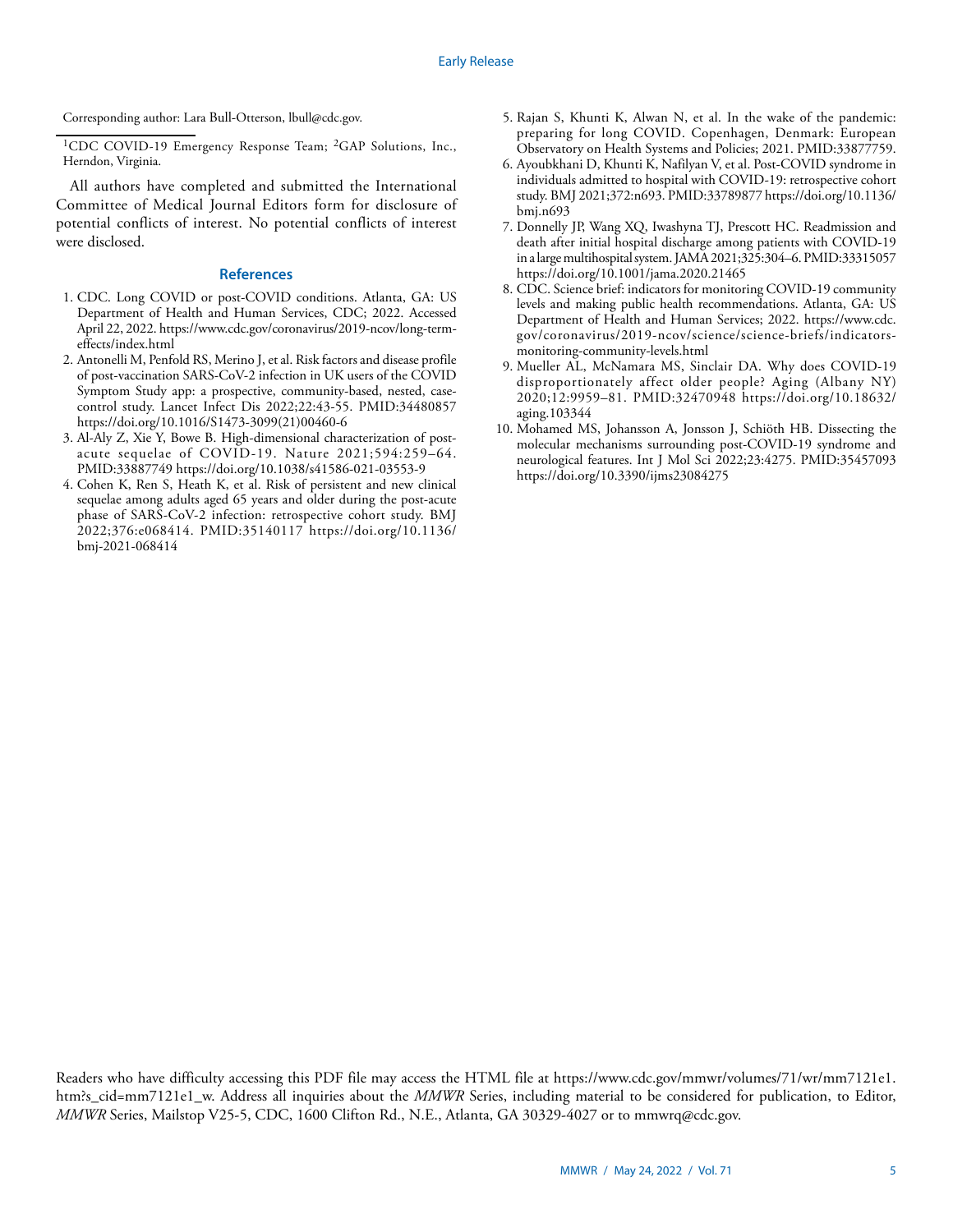Corresponding author: Lara Bull-Otterson, lbull@cdc.gov.

[1]CDC COVID-19 Emergency Response Team; [2]GAP Solutions, Inc., Herndon, Virginia.

All authors have completed and submitted the International Committee of Medical Journal Editors form for disclosure of potential conflicts of interest. No potential conflicts of interest were disclosed.

## References

1. CDC. Long COVID or post-COVID conditions. Atlanta, GA: US Department of Health and Human Services, CDC; 2022. Accessed April 22, 2022. https://www.cdc.gov/coronavirus/2019-ncov/long-term-effects/index.html
2. Antonelli M, Penfold RS, Merino J, et al. Risk factors and disease profile of post-vaccination SARS-CoV-2 infection in UK users of the COVID Symptom Study app: a prospective, community-based, nested, case-control study. Lancet Infect Dis 2022;22:43-55. PMID:34480857 https://doi.org/10.1016/S1473-3099(21)00460-6
3. Al-Aly Z, Xie Y, Bowe B. High-dimensional characterization of post-acute sequelae of COVID-19. Nature 2021;594:259–64. PMID:33887749 https://doi.org/10.1038/s41586-021-03553-9
4. Cohen K, Ren S, Heath K, et al. Risk of persistent and new clinical sequelae among adults aged 65 years and older during the post-acute phase of SARS-CoV-2 infection: retrospective cohort study. BMJ 2022;376:e068414. PMID:35140117 https://doi.org/10.1136/bmj-2021-068414
5. Rajan S, Khunti K, Alwan N, et al. In the wake of the pandemic: preparing for long COVID. Copenhagen, Denmark: European Observatory on Health Systems and Policies; 2021. PMID:33877759.
6. Ayoubkhani D, Khunti K, Nafilyan V, et al. Post-COVID syndrome in individuals admitted to hospital with COVID-19: retrospective cohort study. BMJ 2021;372:n693. PMID:33789877 https://doi.org/10.1136/bmj.n693
7. Donnelly JP, Wang XQ, Iwashyna TJ, Prescott HC. Readmission and death after initial hospital discharge among patients with COVID-19 in a large multihospital system. JAMA 2021;325:304–6. PMID:33315057 https://doi.org/10.1001/jama.2020.21465
8. CDC. Science brief: indicators for monitoring COVID-19 community levels and making public health recommendations. Atlanta, GA: US Department of Health and Human Services; 2022. https://www.cdc.gov/coronavirus/2019-ncov/science/science-briefs/indicators-monitoring-community-levels.html
9. Mueller AL, McNamara MS, Sinclair DA. Why does COVID-19 disproportionately affect older people? Aging (Albany NY) 2020;12:9959–81. PMID:32470948 https://doi.org/10.18632/aging.103344
10. Mohamed MS, Johansson A, Jonsson J, Schiöth HB. Dissecting the molecular mechanisms surrounding post-COVID-19 syndrome and neurological features. Int J Mol Sci 2022;23:4275. PMID:35457093 https://doi.org/10.3390/ijms23084275

Readers who have difficulty accessing this PDF file may access the HTML file at https://www.cdc.gov/mmwr/volumes/71/wr/mm7121e1.htm?s_cid=mm7121e1_w. Address all inquiries about the *MMWR* Series, including material to be considered for publication, to Editor, *MMWR* Series, Mailstop V25-5, CDC, 1600 Clifton Rd., N.E., Atlanta, GA 30329-4027 or to mmwrq@cdc.gov.